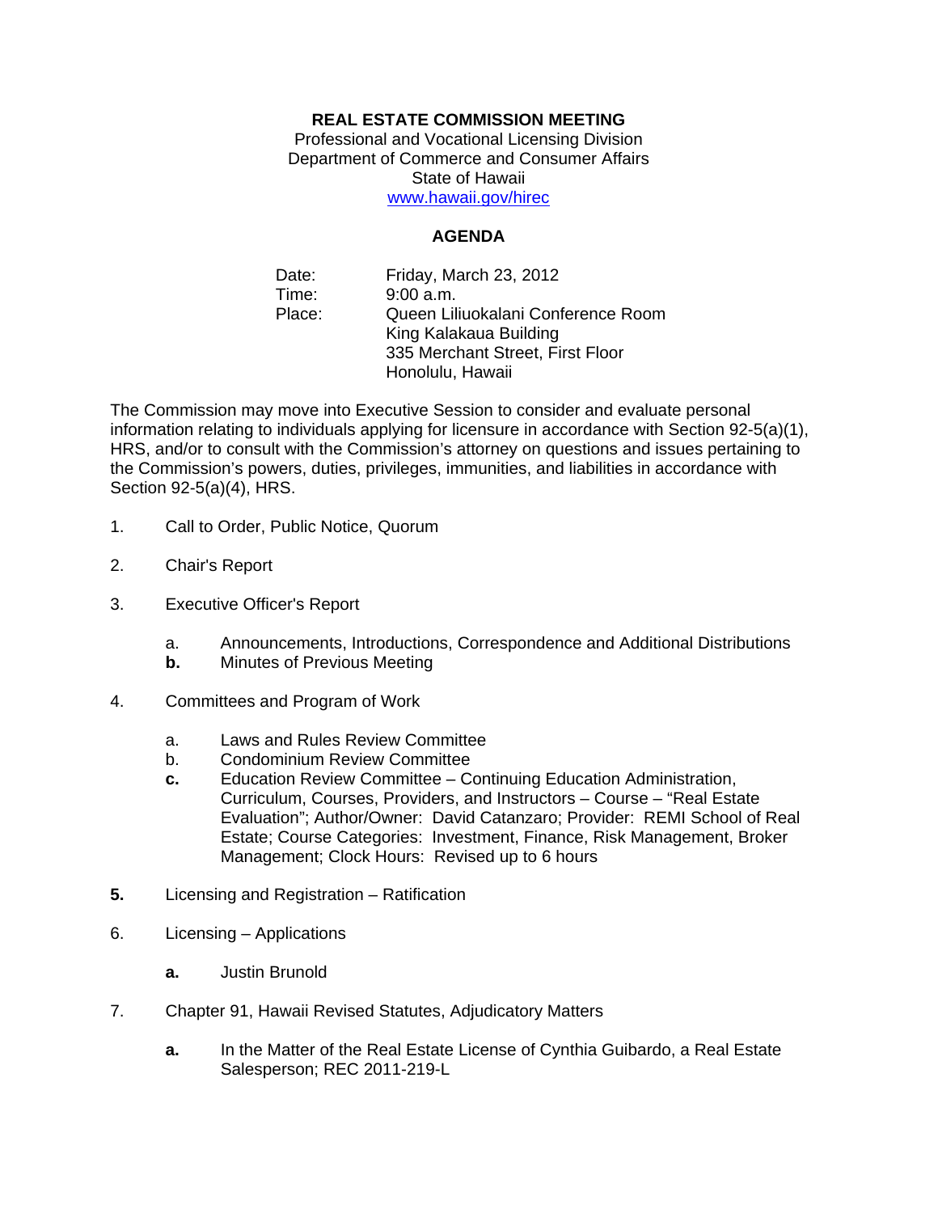**REAL ESTATE COMMISSION MEETING**

Professional and Vocational Licensing Division
Department of Commerce and Consumer Affairs
State of Hawaii
www.hawaii.gov/hirec

**AGENDA**

Date: Friday, March 23, 2012
Time: 9:00 a.m.
Place: Queen Liliuokalani Conference Room
King Kalakaua Building
335 Merchant Street, First Floor
Honolulu, Hawaii

The Commission may move into Executive Session to consider and evaluate personal information relating to individuals applying for licensure in accordance with Section 92-5(a)(1), HRS, and/or to consult with the Commission's attorney on questions and issues pertaining to the Commission's powers, duties, privileges, immunities, and liabilities in accordance with Section 92-5(a)(4), HRS.

1. Call to Order, Public Notice, Quorum

2. Chair's Report

3. Executive Officer's Report

   a. Announcements, Introductions, Correspondence and Additional Distributions
   **b.** Minutes of Previous Meeting

4. Committees and Program of Work

   a. Laws and Rules Review Committee
   b. Condominium Review Committee
   **c.** Education Review Committee – Continuing Education Administration, Curriculum, Courses, Providers, and Instructors – Course – "Real Estate Evaluation"; Author/Owner: David Catanzaro; Provider: REMI School of Real Estate; Course Categories: Investment, Finance, Risk Management, Broker Management; Clock Hours: Revised up to 6 hours

**5.** Licensing and Registration – Ratification

6. Licensing – Applications

   **a.** Justin Brunold

7. Chapter 91, Hawaii Revised Statutes, Adjudicatory Matters

   **a.** In the Matter of the Real Estate License of Cynthia Guibardo, a Real Estate Salesperson; REC 2011-219-L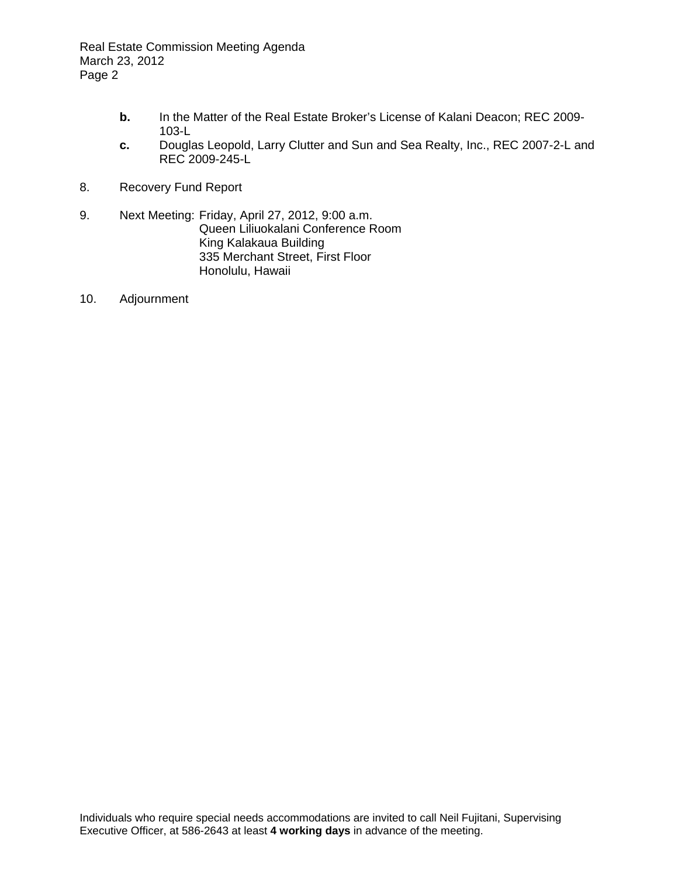- **b.** In the Matter of the Real Estate Broker's License of Kalani Deacon; REC 2009-103-L
- **c.** Douglas Leopold, Larry Clutter and Sun and Sea Realty, Inc., REC 2007-2-L and REC 2009-245-L

8. Recovery Fund Report

9. Next Meeting: Friday, April 27, 2012, 9:00 a.m.
   Queen Liliuokalani Conference Room
   King Kalakaua Building
   335 Merchant Street, First Floor
   Honolulu, Hawaii

10. Adjournment

Individuals who require special needs accommodations are invited to call Neil Fujitani, Supervising Executive Officer, at 586-2643 at least **4 working days** in advance of the meeting.